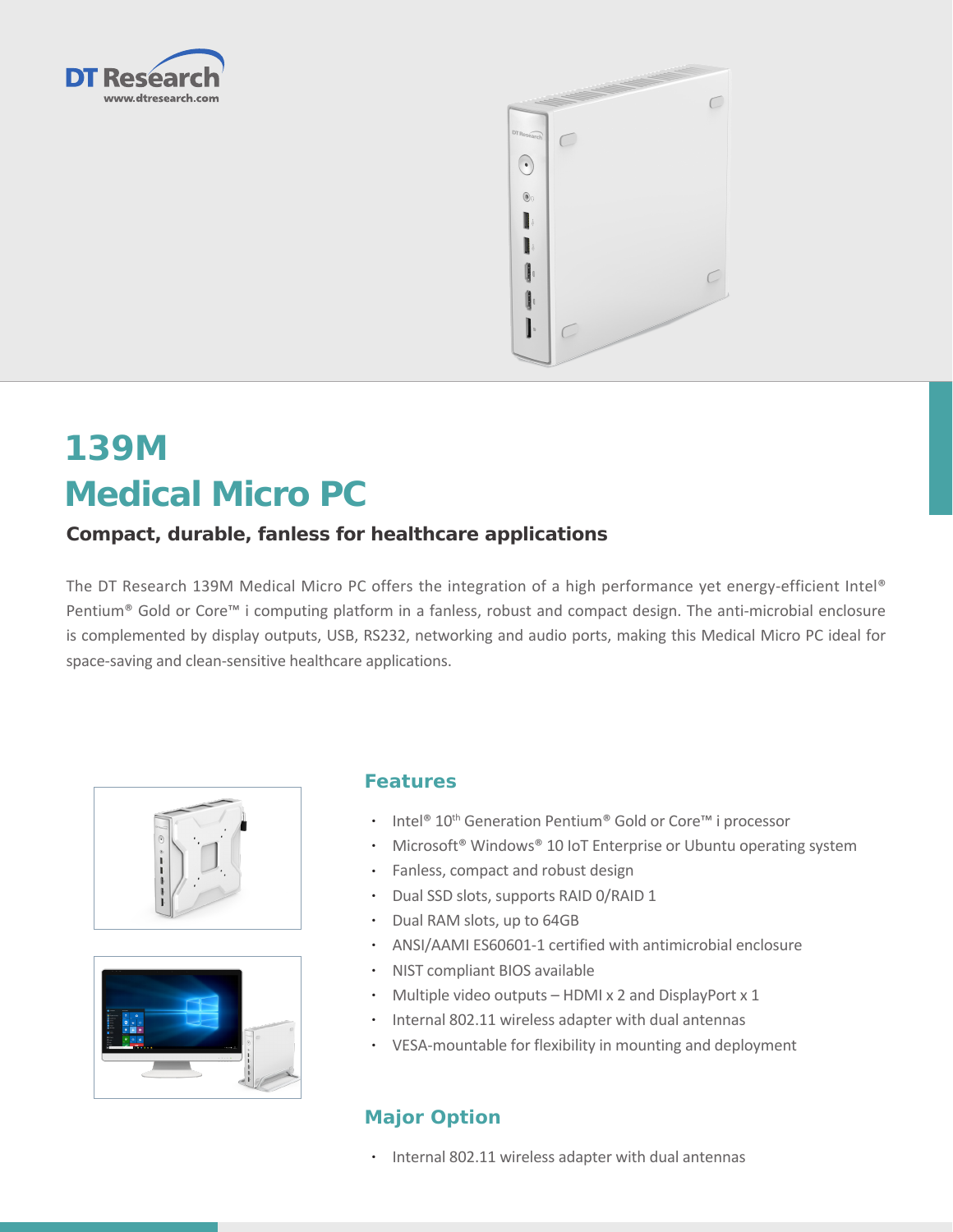# 139M
# Medical Micro PC

**Compact, durable, fanless for healthcare applications**

The DT Research 139M Medical Micro PC offers the integration of a high performance yet energy-efficient Intel® Pentium® Gold or Core™ i computing platform in a fanless, robust and compact design. The anti-microbial enclosure is complemented by display outputs, USB, RS232, networking and audio ports, making this Medical Micro PC ideal for space-saving and clean-sensitive healthcare applications.

## Features

- Intel® 10th Generation Pentium® Gold or Core™ i processor
- Microsoft® Windows® 10 IoT Enterprise or Ubuntu operating system
- Fanless, compact and robust design
- Dual SSD slots, supports RAID 0/RAID 1
- Dual RAM slots, up to 64GB
- ANSI/AAMI ES60601-1 certified with antimicrobial enclosure
- NIST compliant BIOS available
- Multiple video outputs – HDMI x 2 and DisplayPort x 1
- Internal 802.11 wireless adapter with dual antennas
- VESA-mountable for flexibility in mounting and deployment

## Major Option

- Internal 802.11 wireless adapter with dual antennas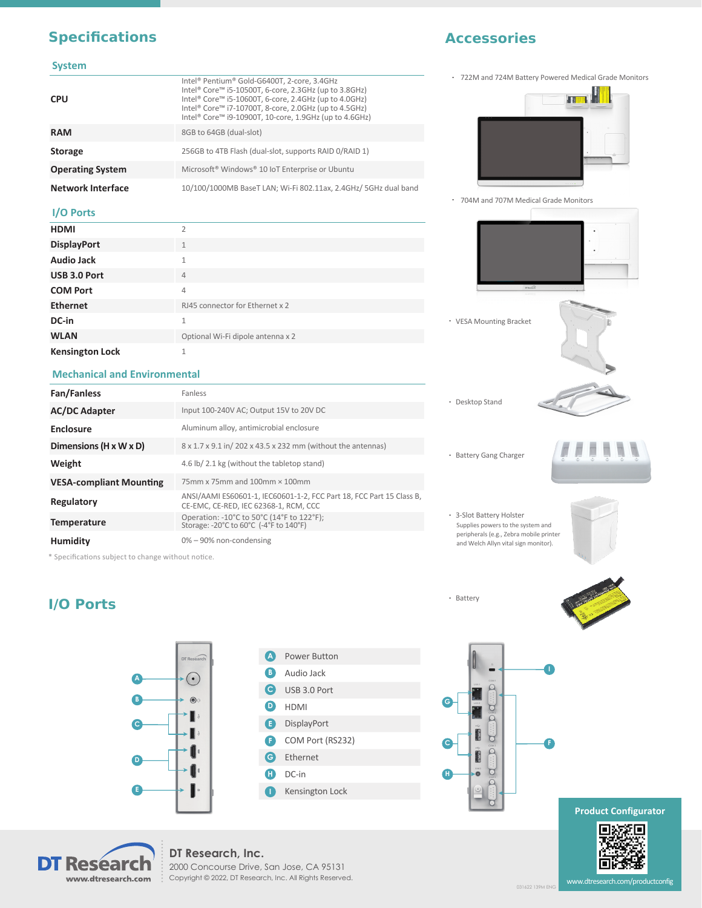# Specifications

## System

| | |
|---|---|
| **CPU** | Intel® Pentium® Gold-G6400T, 2-core, 3.4GHz<br>Intel® Core™ i5-10500T, 6-core, 2.3GHz (up to 3.8GHz)<br>Intel® Core™ i5-10600T, 6-core, 2.4GHz (up to 4.0GHz)<br>Intel® Core™ i7-10700T, 8-core, 2.0GHz (up to 4.5GHz)<br>Intel® Core™ i9-10900T, 10-core, 1.9GHz (up to 4.6GHz) |
| **RAM** | 8GB to 64GB (dual-slot) |
| **Storage** | 256GB to 4TB Flash (dual-slot, supports RAID 0/RAID 1) |
| **Operating System** | Microsoft® Windows® 10 IoT Enterprise or Ubuntu |
| **Network Interface** | 10/100/1000MB BaseT LAN; Wi-Fi 802.11ax, 2.4GHz/ 5GHz dual band |

## I/O Ports

| | |
|---|---|
| **HDMI** | 2 |
| **DisplayPort** | 1 |
| **Audio Jack** | 1 |
| **USB 3.0 Port** | 4 |
| **COM Port** | 4 |
| **Ethernet** | RJ45 connector for Ethernet x 2 |
| **DC-in** | 1 |
| **WLAN** | Optional Wi-Fi dipole antenna x 2 |
| **Kensington Lock** | 1 |

## Mechanical and Environmental

| | |
|---|---|
| **Fan/Fanless** | Fanless |
| **AC/DC Adapter** | Input 100-240V AC; Output 15V to 20V DC |
| **Enclosure** | Aluminum alloy, antimicrobial enclosure |
| **Dimensions (H x W x D)** | 8 x 1.7 x 9.1 in/ 202 x 43.5 x 232 mm (without the antennas) |
| **Weight** | 4.6 lb/ 2.1 kg (without the tabletop stand) |
| **VESA-compliant Mounting** | 75mm x 75mm and 100mm × 100mm |
| **Regulatory** | ANSI/AAMI ES60601-1, IEC60601-1-2, FCC Part 18, FCC Part 15 Class B, CE-EMC, CE-RED, IEC 62368-1, RCM, CCC |
| **Temperature** | Operation: -10°C to 50°C (14°F to 122°F);<br>Storage: -20°C to 60°C (-4°F to 140°F) |
| **Humidity** | 0% – 90% non-condensing |

* Specifications subject to change without notice.

# Accessories

- 722M and 724M Battery Powered Medical Grade Monitors
- 704M and 707M Medical Grade Monitors
- VESA Mounting Bracket
- Desktop Stand
- Battery Gang Charger
- 3-Slot Battery Holster
  Supplies powers to the system and peripherals (e.g., Zebra mobile printer and Welch Allyn vital sign monitor).
- Battery

# I/O Ports

- A Power Button
- B Audio Jack
- C USB 3.0 Port
- D HDMI
- E DisplayPort
- F COM Port (RS232)
- G Ethernet
- H DC-in
- I Kensington Lock

**Product Configurator**

www.dtresearch.com/productconfig

DT Research
www.dtresearch.com

**DT Research, Inc.**
2000 Concourse Drive, San Jose, CA 95131
Copyright © 2022, DT Research, Inc. All Rights Reserved.

031622 139M ENG